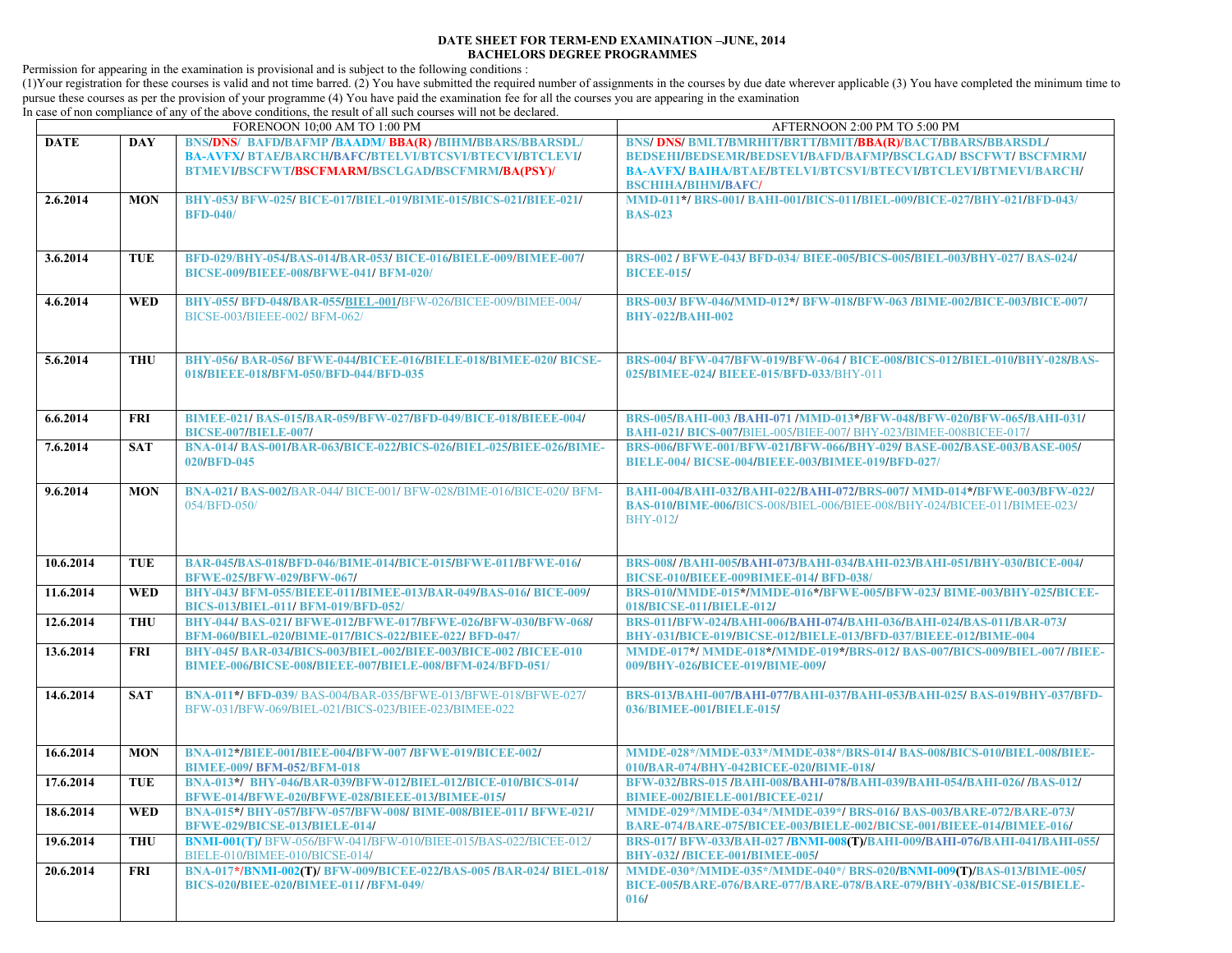**DATE SHEET FOR TERM-END EXAMINATION –JUNE, 2014**
**BACHELORS DEGREE PROGRAMMES**

Permission for appearing in the examination is provisional and is subject to the following conditions :
(1)Your registration for these courses is valid and not time barred. (2) You have submitted the required number of assignments in the courses by due date wherever applicable (3) You have completed the minimum time to pursue these courses as per the provision of your programme (4) You have paid the examination fee for all the courses you are appearing in the examination
In case of non compliance of any of the above conditions, the result of all such courses will not be declared.

| | | FORENOON 10;00 AM TO 1:00 PM | AFTERNOON 2:00 PM TO 5:00 PM |
|---|---|---|---|
| **DATE** | **DAY** | **BNS/DNS/ BAFD/BAFMP /BAADM/ BBA(R) /BIHM/BBARS/BBARSDL/ BA-AVFX/ BTAE/BARCH/BAFC/BTELVI/BTCSVI/BTECVI/BTCLEVI/ BTMEVI/BSCFWT/BSCFMARM/BSCLGAD/BSCFMRM/BA(PSY)/** | **BNS/ DNS/ BMLT/BMRHIT/BRTT/BMIT/BBA(R)/BACT/BBARS/BBARSDL/ BEDSEHI/BEDSEMR/BEDSEVI/BAFD/BAFMP/BSCLGAD/ BSCFWT/ BSCFMRM/ BA-AVFX/ BAIHA/BTAE/BTELVI/BTCSVI/BTECVI/BTCLEVI/BTMEVI/BARCH/ BSCHIHA/BIHM/BAFC/** |
| **2.6.2014** | **MON** | BHY-053/ BFW-025/ BICE-017/BIEL-019/BIME-015/BICS-021/BIEE-021/ BFD-040/ | MMD-011*/ BRS-001/ BAHI-001/BICS-011/BIEL-009/BICE-027/BHY-021/BFD-043/ BAS-023 |
| **3.6.2014** | **TUE** | BFD-029/BHY-054/BAS-014/BAR-053/ BICE-016/BIELE-009/BIMEE-007/ BICSE-009/BIEEE-008/BFWE-041/ BFM-020/ | BRS-002 / BFWE-043/ BFD-034/ BIEE-005/BICS-005/BIEL-003/BHY-027/ BAS-024/ BICEE-015/ |
| **4.6.2014** | **WED** | BHY-055/ BFD-048/BAR-055/BIEL-001/BFW-026/BICEE-009/BIMEE-004/ BICSE-003/BIEEE-002/ BFM-062/ | BRS-003/ BFWE-046/MMD-012*/ BFW-018/BFW-063 /BIME-002/BICE-003/BICE-007/ BHY-022/BAHI-002 |
| **5.6.2014** | **THU** | BHY-056/ BAR-056/ BFWE-044/BICEE-016/BIELE-018/BIMEE-020/ BICSE-018/BIEEE-018/BFM-050/BFD-044/BFD-035 | BRS-004/ BFW-047/BFW-019/BFW-064 / BICE-008/BICS-012/BIEL-010/BHY-028/BAS-025/BIMEE-024/ BIEEE-015/BFD-033/BHY-011 |
| **6.6.2014** | **FRI** | BIMEE-021/ BAS-015/BAR-059/BFW-027/BFD-049/BICE-018/BIEEE-004/ BICSE-007/BIELE-007/ | BRS-005/BAHI-003 /BAHI-071 /MMD-013*/BFW-048/BFW-020/BFW-065/BAHI-031/ BAHI-021/ BICS-007/BIEL-005/BIEE-007/ BHY-023/BIMEE-008BICEE-017/ |
| **7.6.2014** | **SAT** | BNA-014/ BAS-001/BAR-063/BICE-022/BICS-026/BIEL-025/BIEE-026/BIME-020/BFD-045 | BRS-006/BFWE-001/BFW-021/BFW-066/BHY-029/ BASE-002/BASE-003/BASE-005/ BIELE-004/ BICSE-004/BIEEE-003/BIMEE-019/BFD-027/ |
| **9.6.2014** | **MON** | BNA-021/ BAS-002/BAR-044/ BICE-001/ BFW-028/BIME-016/BICE-020/ BFM-054/BFD-050/ | BAHI-004/BAHI-032/BAHI-022/BAHI-072/BRS-007/ MMD-014*/BFWE-003/BFW-022/ BAS-010/BIME-006/BICS-008/BIEL-006/BIEE-008/BHY-024/BICEE-011/BIMEE-023/ BHY-012/ |
| **10.6.2014** | **TUE** | BAR-045/BAS-018/BFD-046/BIME-014/BICE-015/BFWE-011/BFWE-016/ BFWE-025/BFW-029/BFW-067/ | BRS-008/ /BAHI-005/BAHI-073/BAHI-034/BAHI-023/BAHI-051/BHY-030/BICE-004/ BICSE-010/BIEEE-009BIMEE-014/ BFD-038/ |
| **11.6.2014** | **WED** | BHY-043/ BFM-055/BIEEE-011/BIMEE-013/BAR-049/BAS-016/ BICE-009/ BICS-013/BIEL-011/ BFM-019/BFD-052/ | BRS-010/MMDE-015*/MMDE-016*/BFWE-005/BFW-023/ BIME-003/BHY-025/BICEE-018/BICSE-011/BIELE-012/ |
| **12.6.2014** | **THU** | BHY-044/ BAS-021/ BFWE-012/BFWE-017/BFWE-026/BFW-030/BFW-068/ BFM-060/BIEL-020/BIME-017/BICS-022/BIEE-022/ BFD-047/ | BRS-011/BFW-024/BAHI-006/BAHI-074/BAHI-036/BAHI-024/BAS-011/BAR-073/ BHY-031/BICE-019/BICSE-012/BIELE-013/BFD-037/BIEEE-012/BIME-004 |
| **13.6.2014** | **FRI** | BHY-045/ BAR-034/BICS-003/BIEL-002/BIEE-003/BICE-002 /BICEE-010 BIMEE-006/BICSE-008/BIEEE-007/BIELE-008/BFM-024/BFD-051/ | MMDE-017*/ MMDE-018*/MMDE-019*/BRS-012/ BAS-007/BICS-009/BIEL-007/ /BIEE-009/BHY-026/BICEE-019/BIME-009/ |
| **14.6.2014** | **SAT** | BNA-011*/ BFD-039/ BAS-004/BAR-035/BFWE-013/BFWE-018/BFWE-027/ BFW-031/BFW-069/BIEL-021/BICS-023/BIEE-023/BIMEE-022 | BRS-013/BAHI-007/BAHI-077/BAHI-037/BAHI-053/BAHI-025/ BAS-019/BHY-037/BFD-036/BIMEE-001/BIELE-015/ |
| **16.6.2014** | **MON** | BNA-012*/BIEE-001/BIEE-004/BFW-007 /BFWE-019/BICEE-002/ BIMEE-009/ BFM-052/BFM-018 | MMDE-028*/MMDE-033*/MMDE-038*/BRS-014/ BAS-008/BICS-010/BIEL-008/BIEE-010/BAR-074/BHY-042BICEE-020/BIME-018/ |
| **17.6.2014** | **TUE** | BNA-013*/ BHY-046/BAR-039/BFW-012/BIEL-012/BICE-010/BICS-014/ BFWE-014/BFWE-020/BFWE-028/BIEEE-013/BIMEE-015/ | BFW-032/BRS-015 /BAHI-008/BAHI-078/BAHI-039/BAHI-054/BAHI-026/ /BAS-012/ BIMEE-002/BIELE-001/BICEE-021/ |
| **18.6.2014** | **WED** | BNA-015*/ BHY-057/BFW-057/BFW-008/ BIME-008/BIEE-011/ BFWE-021/ BFWE-029/BICSE-013/BIELE-014/ | MMDE-029*/MMDE-034*/MMDE-039*/ BRS-016/ BAS-003/BARE-072/BARE-073/ BARE-074/BARE-075/BICEE-003/BIELE-002/BICSE-001/BIEEE-014/BIMEE-016/ |
| **19.6.2014** | **THU** | BNMI-001(T)/ BFW-056/BFW-041/BFW-010/BIEE-015/BAS-022/BICEE-012/ BIELE-010/BIMEE-010/BICSE-014/ | BRS-017/ BFW-033/BAH-027 /BNMI-008(T)/BAHI-009/BAHI-076/BAHI-041/BAHI-055/ BHY-032/ /BICEE-001/BIMEE-005/ |
| **20.6.2014** | **FRI** | BNA-017*/BNMI-002(T)/ BFW-009/BICEE-022/BAS-005 /BAR-024/ BIEL-018/ BICS-020/BIEE-020/BIMEE-011/ /BFM-049/ | MMDE-030*/MMDE-035*/MMDE-040*/ BRS-020/BNMI-009(T)/BAS-013/BIME-005/ BICE-005/BARE-076/BARE-077/BARE-078/BARE-079/BHY-038/BICSE-015/BIELE-016/ |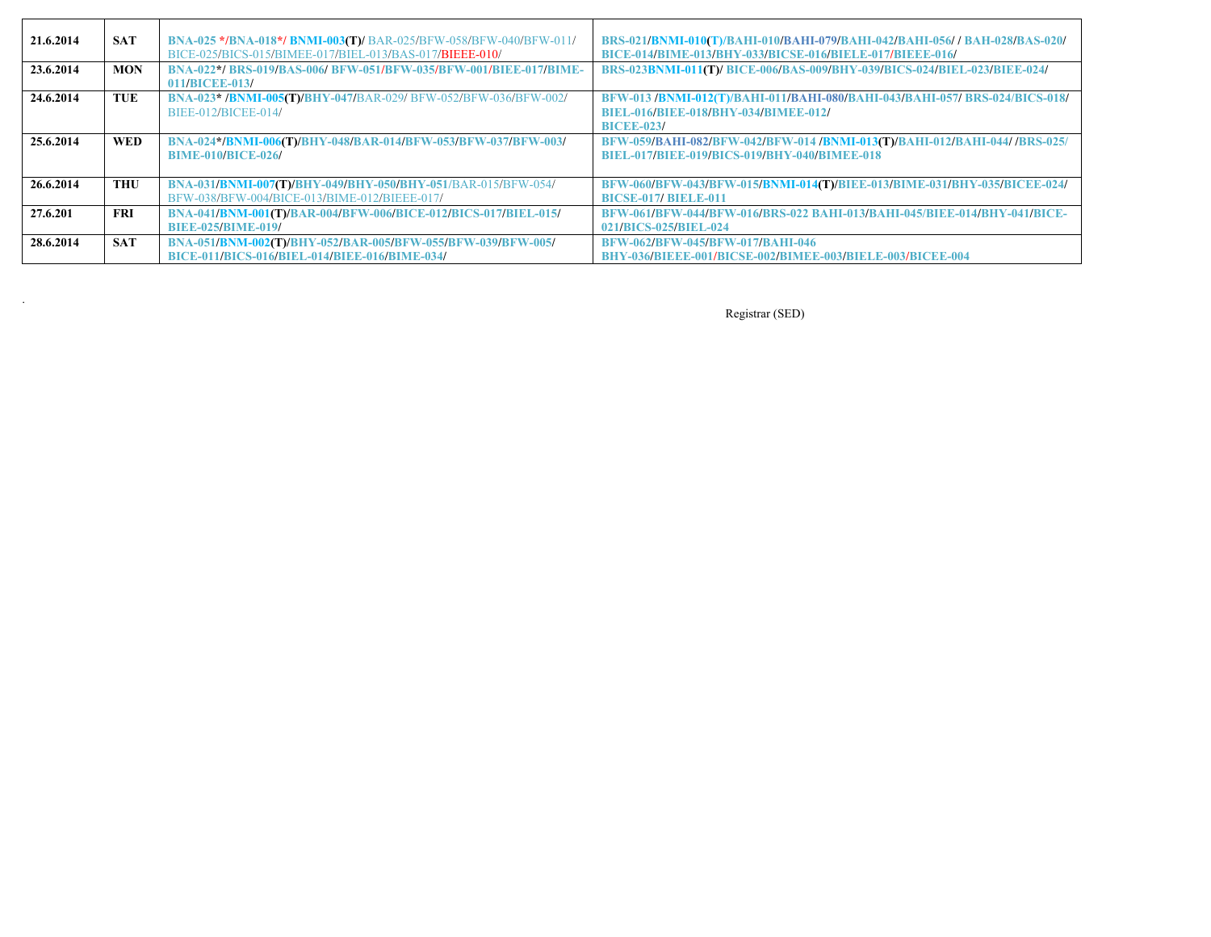| | | | |
|---|---|---|---|
| 21.6.2014 | SAT | BNA-025 */BNA-018*/ BNMI-003(T)/ BAR-025/BFW-058/BFW-040/BFW-011/ BICE-025/BICS-015/BIMEE-017/BIEL-013/BAS-017/BIEEE-010/ | BRS-021/BNMI-010(T)/BAHI-010/BAHI-079/BAHI-042/BAHI-056/ / BAH-028/BAS-020/ BICE-014/BIME-013/BHY-033/BICSE-016/BIELE-017/BIEEE-016/ |
| 23.6.2014 | MON | BNA-022*/ BRS-019/BAS-006/ BFW-051/BFW-035/BFW-001/BIEE-017/BIME-011/BICEE-013/ | BRS-023BNMI-011(T)/ BICE-006/BAS-009/BHY-039/BICS-024/BIEL-023/BIEE-024/ |
| 24.6.2014 | TUE | BNA-023* /BNMI-005(T)/BHY-047/BAR-029/ BFW-052/BFW-036/BFW-002/ BIEE-012/BICEE-014/ | BFW-013 /BNMI-012(T)/BAHI-011/BAHI-080/BAHI-043/BAHI-057/ BRS-024/BICS-018/ BIEL-016/BIEE-018/BHY-034/BIMEE-012/ BICEE-023/ |
| 25.6.2014 | WED | BNA-024*/BNMI-006(T)/BHY-048/BAR-014/BFW-053/BFW-037/BFW-003/ BIME-010/BICE-026/ | BFW-059/BAHI-082/BFW-042/BFW-014 /BNMI-013(T)/BAHI-012/BAHI-044/ /BRS-025/ BIEL-017/BIEE-019/BICS-019/BHY-040/BIMEE-018 |
| 26.6.2014 | THU | BNA-031/BNMI-007(T)/BHY-049/BHY-050/BHY-051/BAR-015/BFW-054/ BFW-038/BFW-004/BICE-013/BIME-012/BIEEE-017/ | BFW-060/BFW-043/BFW-015/BNMI-014(T)/BIEE-013/BIME-031/BHY-035/BICEE-024/ BICSE-017/ BIELE-011 |
| 27.6.201 | FRI | BNA-041/BNM-001(T)/BAR-004/BFW-006/BICE-012/BICS-017/BIEL-015/ BIEE-025/BIME-019/ | BFW-061/BFW-044/BFW-016/BRS-022 BAHI-013/BAHI-045/BIEE-014/BHY-041/BICE-021/BICS-025/BIEL-024 |
| 28.6.2014 | SAT | BNA-051/BNM-002(T)/BHY-052/BAR-005/BFW-055/BFW-039/BFW-005/ BICE-011/BICS-016/BIEL-014/BIEE-016/BIME-034/ | BFW-062/BFW-045/BFW-017/BAHI-046 BHY-036/BIEEE-001/BICSE-002/BIMEE-003/BIELE-003/BICEE-004 |

.

Registrar (SED)